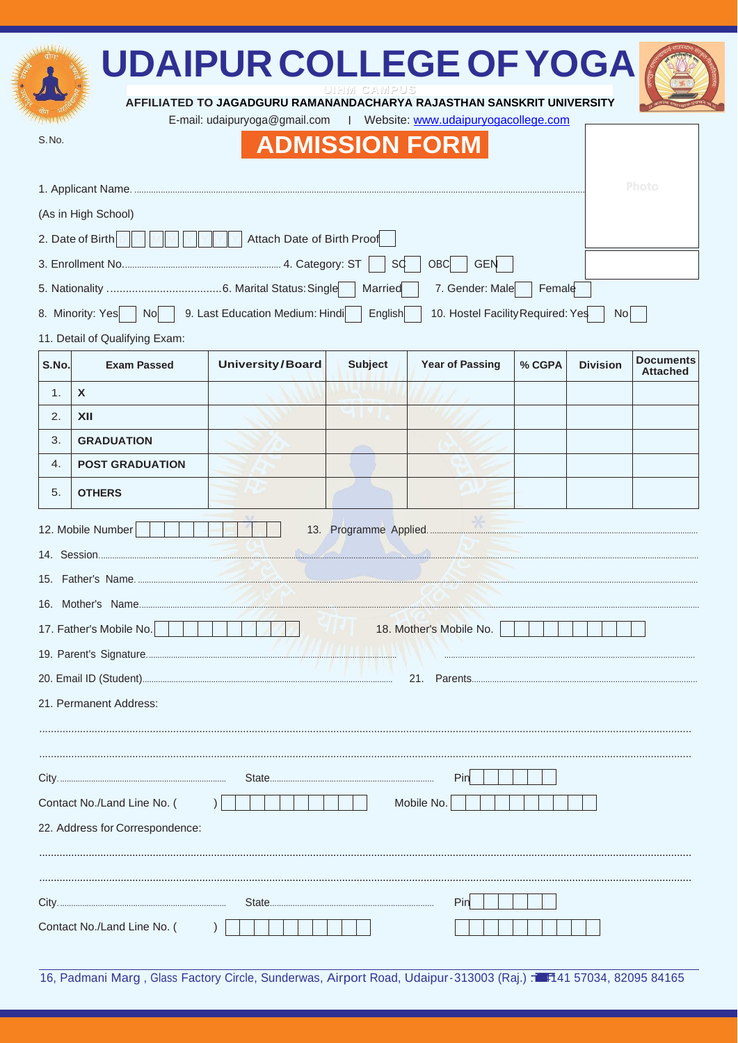# UDAIPUR COLLEGE OF YOGA

UIHM CAMPUS

**AFFILIATED TO JAGADGURU RAMANANDACHARYA RAJASTHAN SANSKRIT UNIVERSITY**

E-mail: udaipuryoga@gmail.com | Website: www.udaipuryogacollege.com

S.No.

## ADMISSION FORM

Photo

1. Applicant Name.............................................................................

(As in High School)

2. Date of Birth D D M M Y Y Y Y  Attach Date of Birth Proof ☐

3. Enrollment No.................................................... 4. Category: ST ☐ SC ☐ OBC ☐ GEN ☐

5. Nationality .................................... 6. Marital Status: Single ☐ Married ☐ 7. Gender: Male ☐ Female ☐

8. Minority: Yes ☐ No ☐ 9. Last Education Medium: Hindi ☐ English ☐ 10. Hostel Facility Required: Yes ☐ No ☐

11. Detail of Qualifying Exam:

| S.No. | Exam Passed | University/Board | Subject | Year of Passing | % CGPA | Division | Documents Attached |
|---|---|---|---|---|---|---|---|
| 1. | **X** | | | | | | |
| 2. | **XII** | | | | | | |
| 3. | **GRADUATION** | | | | | | |
| 4. | **POST GRADUATION** | | | | | | |
| 5. | **OTHERS** | | | | | | |

12. Mobile Number ☐☐☐☐☐☐☐☐☐☐ 13. Programme Applied.............................................

14. Session.............................................................................

15. Father's Name.............................................................................

16. Mother's Name.............................................................................

17. Father's Mobile No. ☐☐☐☐☐☐☐☐☐☐ 18. Mother's Mobile No. ☐☐☐☐☐☐☐☐☐☐

19. Parent's Signature.................................................... ....................................................

20. Email ID (Student).................................................... 21. Parents....................................................

21. Permanent Address:

.............................................................................

.............................................................................

City.................................... State.................................... Pin ☐☐☐☐☐☐

Contact No./Land Line No. (    ) ☐☐☐☐☐☐☐☐☐☐ Mobile No. ☐☐☐☐☐☐☐☐☐☐

22. Address for Correspondence:

.............................................................................

.............................................................................

City.................................... State.................................... Pin ☐☐☐☐☐☐

Contact No./Land Line No. (    ) ☐☐☐☐☐☐☐☐☐☐ ☐☐☐☐☐☐☐☐☐☐

16, Padmani Marg , Glass Factory Circle, Sunderwas, Airport Road, Udaipur-313003 (Raj.) : 141 57034, 82095 84165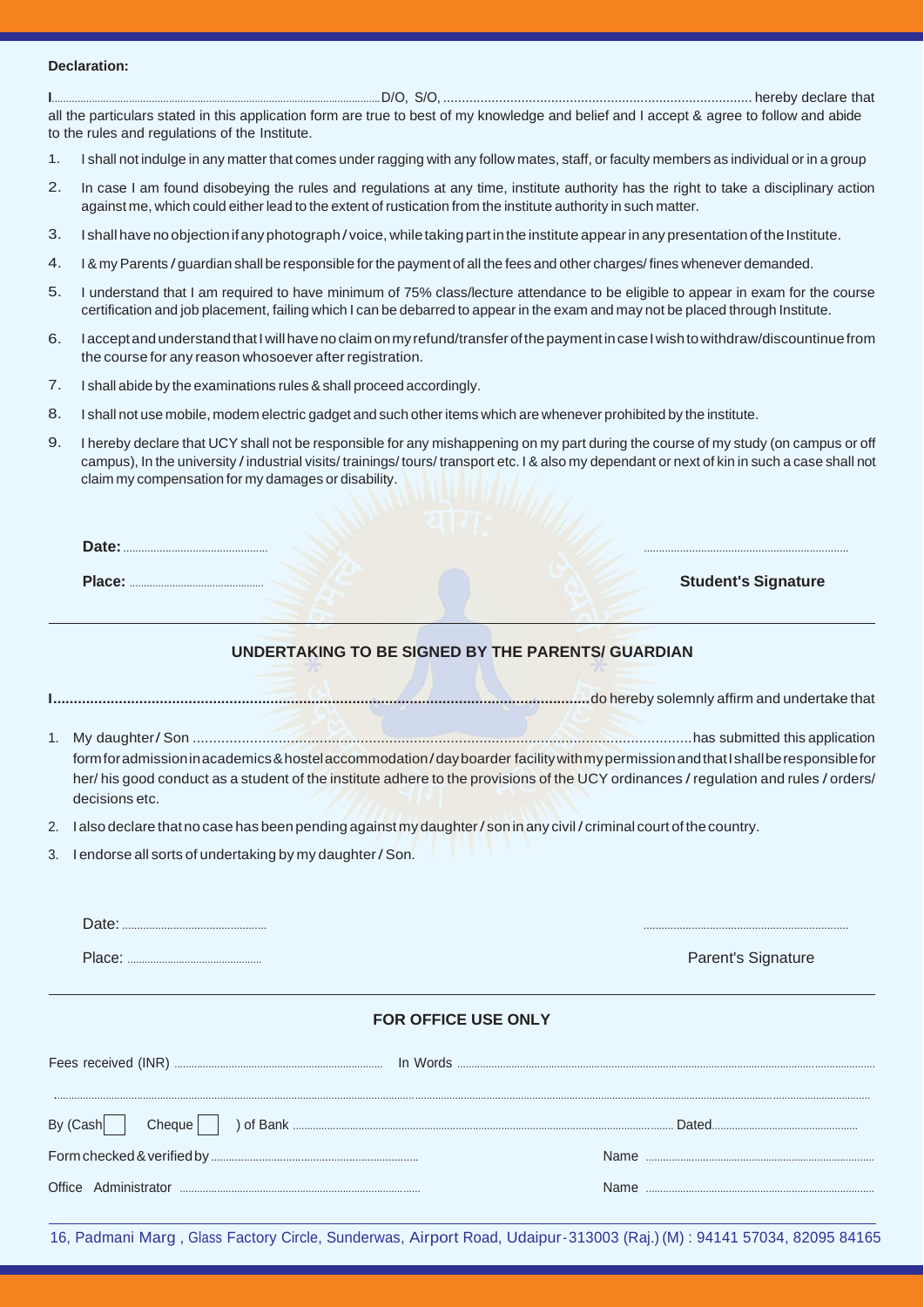**Declaration:**

I.................................................................................................................................D/O, S/O, ................................................................................. hereby declare that all the particulars stated in this application form are true to best of my knowledge and belief and I accept & agree to follow and abide to the rules and regulations of the Institute.

1. I shall not indulge in any matter that comes under ragging with any follow mates, staff, or faculty members as individual or in a group
2. In case I am found disobeying the rules and regulations at any time, institute authority has the right to take a disciplinary action against me, which could either lead to the extent of rustication from the institute authority in such matter.
3. I shall have no objection if any photograph / voice, while taking part in the institute appear in any presentation of the Institute.
4. I & my Parents / guardian shall be responsible for the payment of all the fees and other charges/ fines whenever demanded.
5. I understand that I am required to have minimum of 75% class/lecture attendance to be eligible to appear in exam for the course certification and job placement, failing which I can be debarred to appear in the exam and may not be placed through Institute.
6. I accept and understand that I will have no claim on my refund/transfer of the payment in case I wish to withdraw/discountinue from the course for any reason whosoever after registration.
7. I shall abide by the examinations rules & shall proceed accordingly.
8. I shall not use mobile, modem electric gadget and such other items which are whenever prohibited by the institute.
9. I hereby declare that UCY shall not be responsible for any mishappening on my part during the course of my study (on campus or off campus), In the university / industrial visits/ trainings/ tours/ transport etc. I & also my dependant or next of kin in such a case shall not claim my compensation for my damages or disability.

**Date:** ..................................................

**Place:** ..............................................

.....................................................................

**Student's Signature**

## UNDERTAKING TO BE SIGNED BY THE PARENTS/ GUARDIAN

**I.................................................................................................................................**do hereby solemnly affirm and undertake that

1. My daughter/ Son .........................................................................................................................has submitted this application form for admission in academics & hostel accommodation / day boarder facility with my permission and that I shall be responsible for her/ his good conduct as a student of the institute adhere to the provisions of the UCY ordinances / regulation and rules / orders/ decisions etc.
2. I also declare that no case has been pending against my daughter / son in any civil / criminal court of the country.
3. I endorse all sorts of undertaking by my daughter / Son.

Date: ..................................................

Place: ..............................................

.....................................................................

Parent's Signature

### FOR OFFICE USE ONLY

Fees received (INR) ........................................................................ In Words ..................................................................................................................................

..........................................................................................................................................................................................................................................................

By (Cash ☐ Cheque ☐ ) of Bank ........................................................................................................................ Dated..................................................

Form checked & verified by ...................................................................... Name ...............................................................................

Office Administrator .................................................................................. Name ...............................................................................

16, Padmani Marg , Glass Factory Circle, Sunderwas, Airport Road, Udaipur-313003 (Raj.) (M) : 94141 57034, 82095 84165